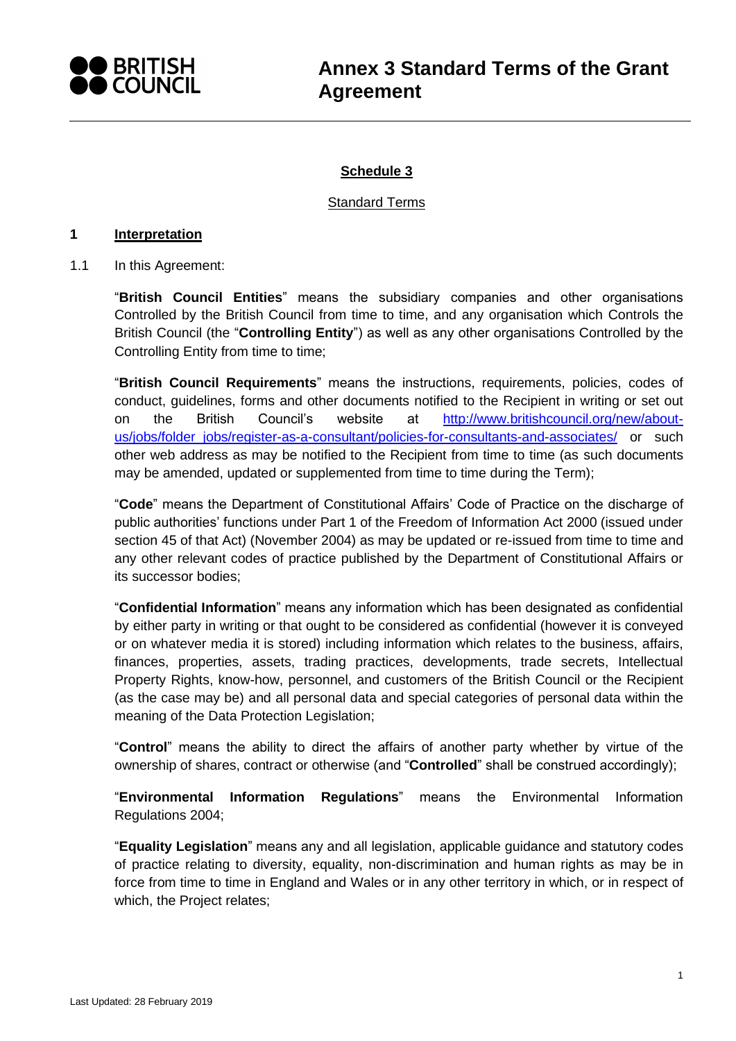# Annex 3 Standard Terms of the Grant Agreement

## Schedule 3

Standard Terms

### 1 Interpretation

1.1 In this Agreement:

"**British Council Entities**" means the subsidiary companies and other organisations Controlled by the British Council from time to time, and any organisation which Controls the British Council (the "**Controlling Entity**") as well as any other organisations Controlled by the Controlling Entity from time to time;

"**British Council Requirements**" means the instructions, requirements, policies, codes of conduct, guidelines, forms and other documents notified to the Recipient in writing or set out on the British Council's website at http://www.britishcouncil.org/new/about-us/jobs/folder_jobs/register-as-a-consultant/policies-for-consultants-and-associates/ or such other web address as may be notified to the Recipient from time to time (as such documents may be amended, updated or supplemented from time to time during the Term);

"**Code**" means the Department of Constitutional Affairs' Code of Practice on the discharge of public authorities' functions under Part 1 of the Freedom of Information Act 2000 (issued under section 45 of that Act) (November 2004) as may be updated or re-issued from time to time and any other relevant codes of practice published by the Department of Constitutional Affairs or its successor bodies;

"**Confidential Information**" means any information which has been designated as confidential by either party in writing or that ought to be considered as confidential (however it is conveyed or on whatever media it is stored) including information which relates to the business, affairs, finances, properties, assets, trading practices, developments, trade secrets, Intellectual Property Rights, know-how, personnel, and customers of the British Council or the Recipient (as the case may be) and all personal data and special categories of personal data within the meaning of the Data Protection Legislation;

"**Control**" means the ability to direct the affairs of another party whether by virtue of the ownership of shares, contract or otherwise (and "**Controlled**" shall be construed accordingly);

"**Environmental Information Regulations**" means the Environmental Information Regulations 2004;

"**Equality Legislation**" means any and all legislation, applicable guidance and statutory codes of practice relating to diversity, equality, non-discrimination and human rights as may be in force from time to time in England and Wales or in any other territory in which, or in respect of which, the Project relates;

Last Updated: 28 February 2019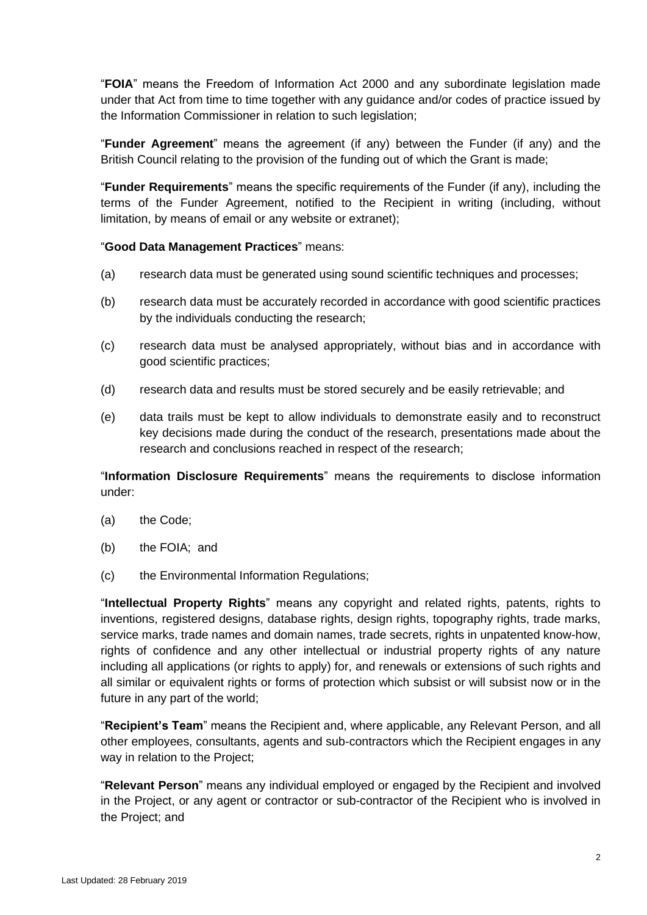"**FOIA**" means the Freedom of Information Act 2000 and any subordinate legislation made under that Act from time to time together with any guidance and/or codes of practice issued by the Information Commissioner in relation to such legislation;

"**Funder Agreement**" means the agreement (if any) between the Funder (if any) and the British Council relating to the provision of the funding out of which the Grant is made;

"**Funder Requirements**" means the specific requirements of the Funder (if any), including the terms of the Funder Agreement, notified to the Recipient in writing (including, without limitation, by means of email or any website or extranet);

"**Good Data Management Practices**" means:

(a) research data must be generated using sound scientific techniques and processes;

(b) research data must be accurately recorded in accordance with good scientific practices by the individuals conducting the research;

(c) research data must be analysed appropriately, without bias and in accordance with good scientific practices;

(d) research data and results must be stored securely and be easily retrievable; and

(e) data trails must be kept to allow individuals to demonstrate easily and to reconstruct key decisions made during the conduct of the research, presentations made about the research and conclusions reached in respect of the research;

"**Information Disclosure Requirements**" means the requirements to disclose information under:

(a) the Code;

(b) the FOIA; and

(c) the Environmental Information Regulations;

"**Intellectual Property Rights**" means any copyright and related rights, patents, rights to inventions, registered designs, database rights, design rights, topography rights, trade marks, service marks, trade names and domain names, trade secrets, rights in unpatented know-how, rights of confidence and any other intellectual or industrial property rights of any nature including all applications (or rights to apply) for, and renewals or extensions of such rights and all similar or equivalent rights or forms of protection which subsist or will subsist now or in the future in any part of the world;

"**Recipient's Team**" means the Recipient and, where applicable, any Relevant Person, and all other employees, consultants, agents and sub-contractors which the Recipient engages in any way in relation to the Project;

"**Relevant Person**" means any individual employed or engaged by the Recipient and involved in the Project, or any agent or contractor or sub-contractor of the Recipient who is involved in the Project; and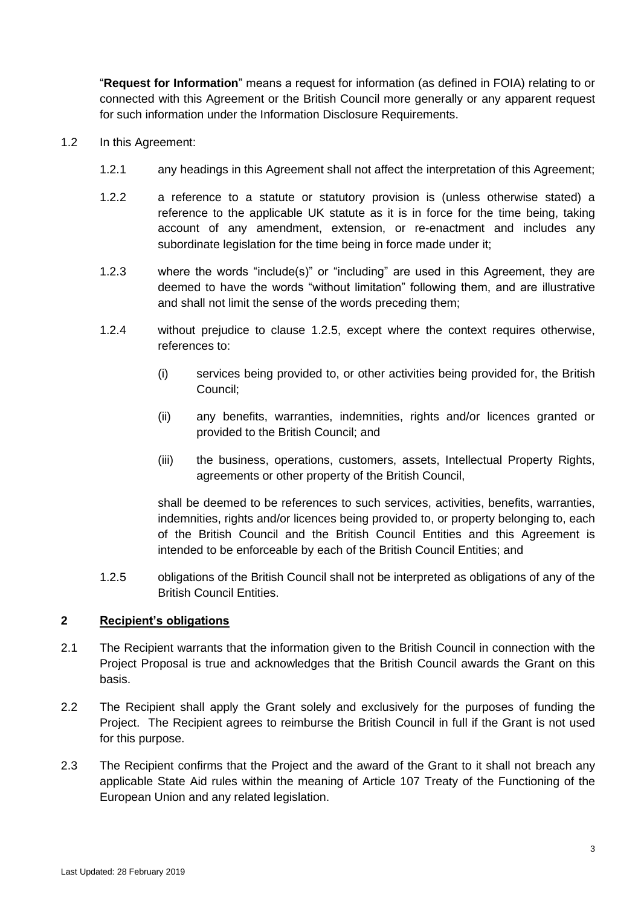"**Request for Information**" means a request for information (as defined in FOIA) relating to or connected with this Agreement or the British Council more generally or any apparent request for such information under the Information Disclosure Requirements.

1.2 In this Agreement:

1.2.1 any headings in this Agreement shall not affect the interpretation of this Agreement;

1.2.2 a reference to a statute or statutory provision is (unless otherwise stated) a reference to the applicable UK statute as it is in force for the time being, taking account of any amendment, extension, or re-enactment and includes any subordinate legislation for the time being in force made under it;

1.2.3 where the words "include(s)" or "including" are used in this Agreement, they are deemed to have the words "without limitation" following them, and are illustrative and shall not limit the sense of the words preceding them;

1.2.4 without prejudice to clause 1.2.5, except where the context requires otherwise, references to:

(i) services being provided to, or other activities being provided for, the British Council;

(ii) any benefits, warranties, indemnities, rights and/or licences granted or provided to the British Council; and

(iii) the business, operations, customers, assets, Intellectual Property Rights, agreements or other property of the British Council,

shall be deemed to be references to such services, activities, benefits, warranties, indemnities, rights and/or licences being provided to, or property belonging to, each of the British Council and the British Council Entities and this Agreement is intended to be enforceable by each of the British Council Entities; and

1.2.5 obligations of the British Council shall not be interpreted as obligations of any of the British Council Entities.

## 2 Recipient's obligations

2.1 The Recipient warrants that the information given to the British Council in connection with the Project Proposal is true and acknowledges that the British Council awards the Grant on this basis.

2.2 The Recipient shall apply the Grant solely and exclusively for the purposes of funding the Project. The Recipient agrees to reimburse the British Council in full if the Grant is not used for this purpose.

2.3 The Recipient confirms that the Project and the award of the Grant to it shall not breach any applicable State Aid rules within the meaning of Article 107 Treaty of the Functioning of the European Union and any related legislation.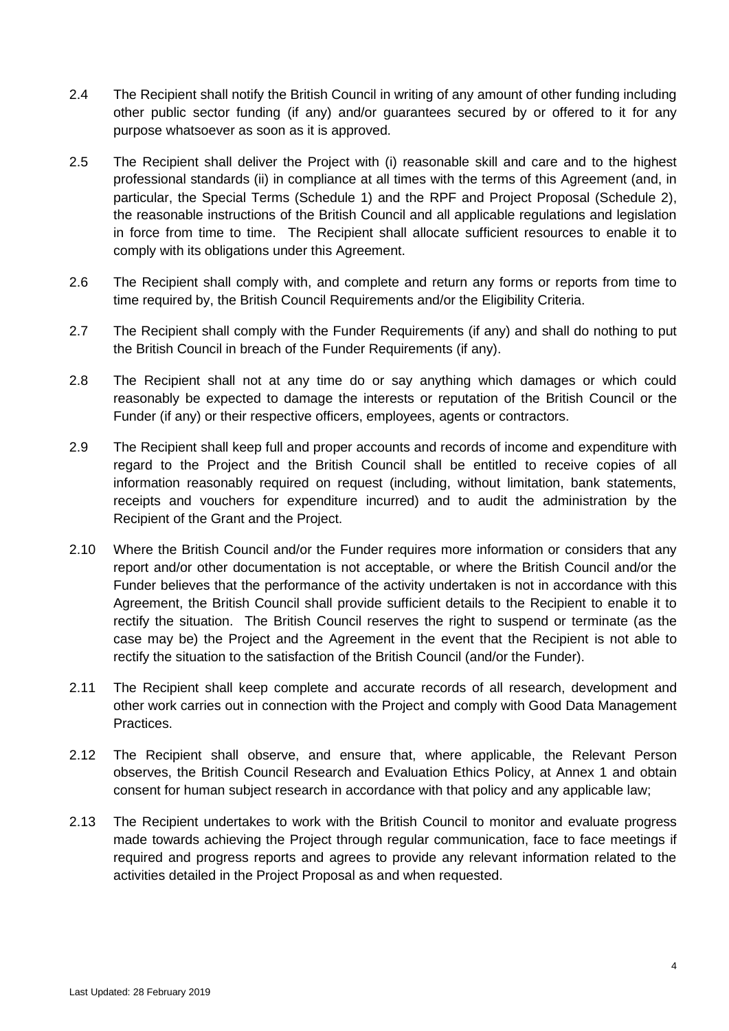2.4 The Recipient shall notify the British Council in writing of any amount of other funding including other public sector funding (if any) and/or guarantees secured by or offered to it for any purpose whatsoever as soon as it is approved.

2.5 The Recipient shall deliver the Project with (i) reasonable skill and care and to the highest professional standards (ii) in compliance at all times with the terms of this Agreement (and, in particular, the Special Terms (Schedule 1) and the RPF and Project Proposal (Schedule 2), the reasonable instructions of the British Council and all applicable regulations and legislation in force from time to time. The Recipient shall allocate sufficient resources to enable it to comply with its obligations under this Agreement.

2.6 The Recipient shall comply with, and complete and return any forms or reports from time to time required by, the British Council Requirements and/or the Eligibility Criteria.

2.7 The Recipient shall comply with the Funder Requirements (if any) and shall do nothing to put the British Council in breach of the Funder Requirements (if any).

2.8 The Recipient shall not at any time do or say anything which damages or which could reasonably be expected to damage the interests or reputation of the British Council or the Funder (if any) or their respective officers, employees, agents or contractors.

2.9 The Recipient shall keep full and proper accounts and records of income and expenditure with regard to the Project and the British Council shall be entitled to receive copies of all information reasonably required on request (including, without limitation, bank statements, receipts and vouchers for expenditure incurred) and to audit the administration by the Recipient of the Grant and the Project.

2.10 Where the British Council and/or the Funder requires more information or considers that any report and/or other documentation is not acceptable, or where the British Council and/or the Funder believes that the performance of the activity undertaken is not in accordance with this Agreement, the British Council shall provide sufficient details to the Recipient to enable it to rectify the situation. The British Council reserves the right to suspend or terminate (as the case may be) the Project and the Agreement in the event that the Recipient is not able to rectify the situation to the satisfaction of the British Council (and/or the Funder).

2.11 The Recipient shall keep complete and accurate records of all research, development and other work carries out in connection with the Project and comply with Good Data Management Practices.

2.12 The Recipient shall observe, and ensure that, where applicable, the Relevant Person observes, the British Council Research and Evaluation Ethics Policy, at Annex 1 and obtain consent for human subject research in accordance with that policy and any applicable law;

2.13 The Recipient undertakes to work with the British Council to monitor and evaluate progress made towards achieving the Project through regular communication, face to face meetings if required and progress reports and agrees to provide any relevant information related to the activities detailed in the Project Proposal as and when requested.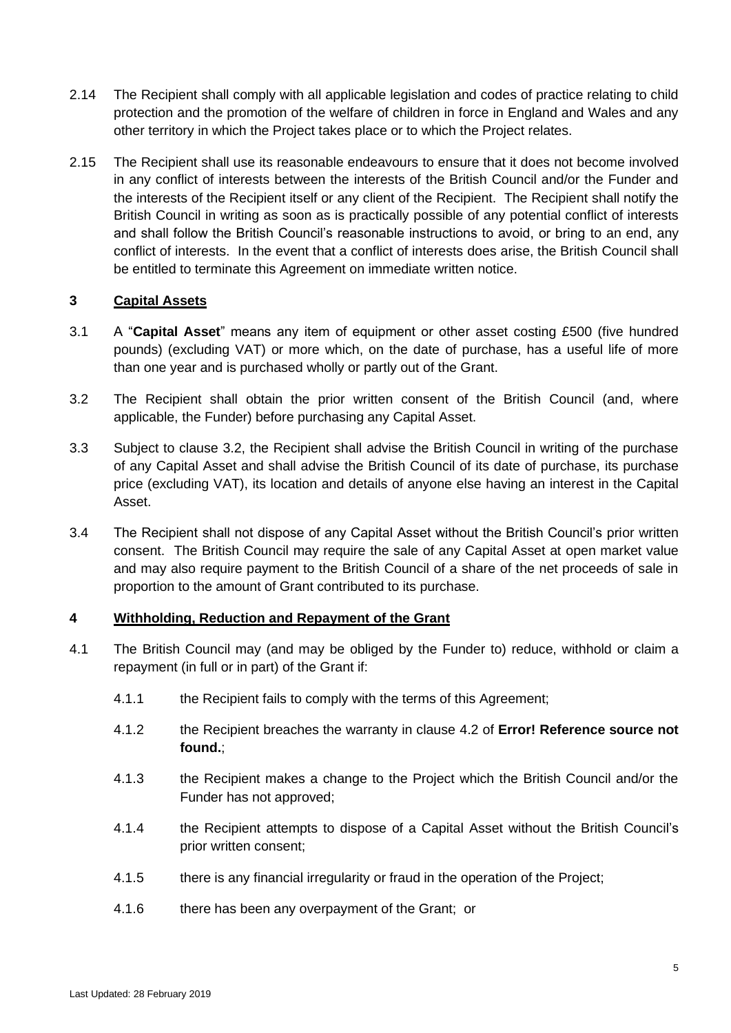2.14 The Recipient shall comply with all applicable legislation and codes of practice relating to child protection and the promotion of the welfare of children in force in England and Wales and any other territory in which the Project takes place or to which the Project relates.

2.15 The Recipient shall use its reasonable endeavours to ensure that it does not become involved in any conflict of interests between the interests of the British Council and/or the Funder and the interests of the Recipient itself or any client of the Recipient. The Recipient shall notify the British Council in writing as soon as is practically possible of any potential conflict of interests and shall follow the British Council's reasonable instructions to avoid, or bring to an end, any conflict of interests. In the event that a conflict of interests does arise, the British Council shall be entitled to terminate this Agreement on immediate written notice.

## 3 Capital Assets

3.1 A "**Capital Asset**" means any item of equipment or other asset costing £500 (five hundred pounds) (excluding VAT) or more which, on the date of purchase, has a useful life of more than one year and is purchased wholly or partly out of the Grant.

3.2 The Recipient shall obtain the prior written consent of the British Council (and, where applicable, the Funder) before purchasing any Capital Asset.

3.3 Subject to clause 3.2, the Recipient shall advise the British Council in writing of the purchase of any Capital Asset and shall advise the British Council of its date of purchase, its purchase price (excluding VAT), its location and details of anyone else having an interest in the Capital Asset.

3.4 The Recipient shall not dispose of any Capital Asset without the British Council's prior written consent. The British Council may require the sale of any Capital Asset at open market value and may also require payment to the British Council of a share of the net proceeds of sale in proportion to the amount of Grant contributed to its purchase.

## 4 Withholding, Reduction and Repayment of the Grant

4.1 The British Council may (and may be obliged by the Funder to) reduce, withhold or claim a repayment (in full or in part) of the Grant if:

4.1.1 the Recipient fails to comply with the terms of this Agreement;

4.1.2 the Recipient breaches the warranty in clause 4.2 of **Error! Reference source not found.**;

4.1.3 the Recipient makes a change to the Project which the British Council and/or the Funder has not approved;

4.1.4 the Recipient attempts to dispose of a Capital Asset without the British Council's prior written consent;

4.1.5 there is any financial irregularity or fraud in the operation of the Project;

4.1.6 there has been any overpayment of the Grant; or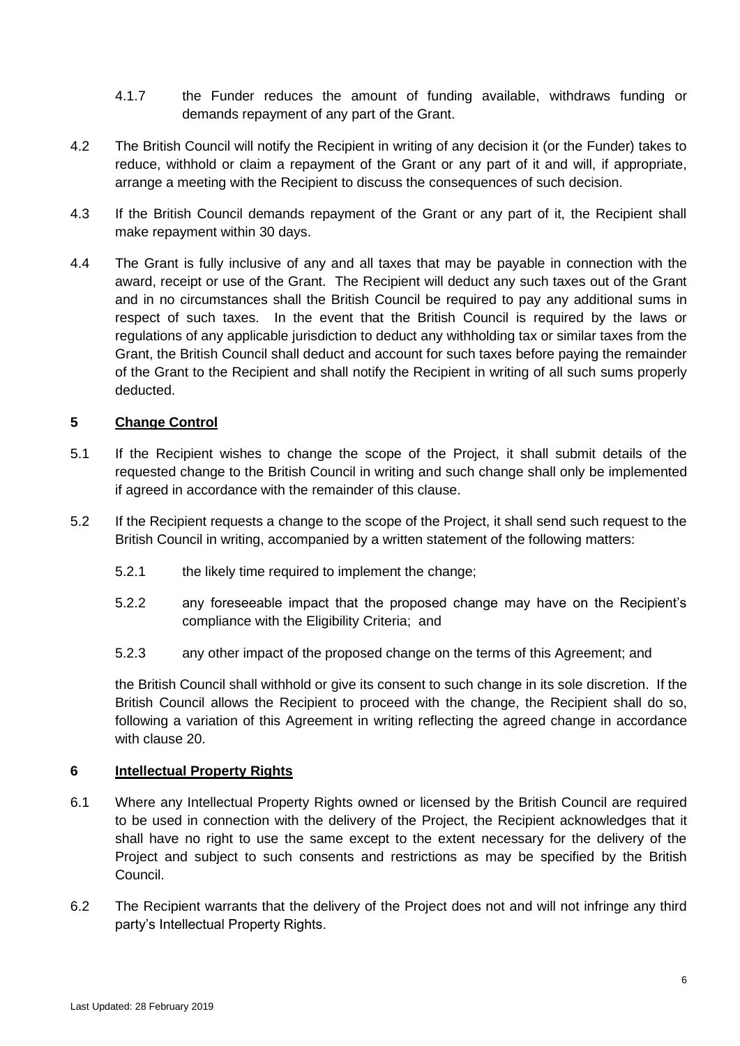4.1.7 the Funder reduces the amount of funding available, withdraws funding or demands repayment of any part of the Grant.

4.2 The British Council will notify the Recipient in writing of any decision it (or the Funder) takes to reduce, withhold or claim a repayment of the Grant or any part of it and will, if appropriate, arrange a meeting with the Recipient to discuss the consequences of such decision.

4.3 If the British Council demands repayment of the Grant or any part of it, the Recipient shall make repayment within 30 days.

4.4 The Grant is fully inclusive of any and all taxes that may be payable in connection with the award, receipt or use of the Grant. The Recipient will deduct any such taxes out of the Grant and in no circumstances shall the British Council be required to pay any additional sums in respect of such taxes. In the event that the British Council is required by the laws or regulations of any applicable jurisdiction to deduct any withholding tax or similar taxes from the Grant, the British Council shall deduct and account for such taxes before paying the remainder of the Grant to the Recipient and shall notify the Recipient in writing of all such sums properly deducted.

## 5 Change Control

5.1 If the Recipient wishes to change the scope of the Project, it shall submit details of the requested change to the British Council in writing and such change shall only be implemented if agreed in accordance with the remainder of this clause.

5.2 If the Recipient requests a change to the scope of the Project, it shall send such request to the British Council in writing, accompanied by a written statement of the following matters:

5.2.1 the likely time required to implement the change;

5.2.2 any foreseeable impact that the proposed change may have on the Recipient's compliance with the Eligibility Criteria; and

5.2.3 any other impact of the proposed change on the terms of this Agreement; and

the British Council shall withhold or give its consent to such change in its sole discretion. If the British Council allows the Recipient to proceed with the change, the Recipient shall do so, following a variation of this Agreement in writing reflecting the agreed change in accordance with clause 20.

## 6 Intellectual Property Rights

6.1 Where any Intellectual Property Rights owned or licensed by the British Council are required to be used in connection with the delivery of the Project, the Recipient acknowledges that it shall have no right to use the same except to the extent necessary for the delivery of the Project and subject to such consents and restrictions as may be specified by the British Council.

6.2 The Recipient warrants that the delivery of the Project does not and will not infringe any third party's Intellectual Property Rights.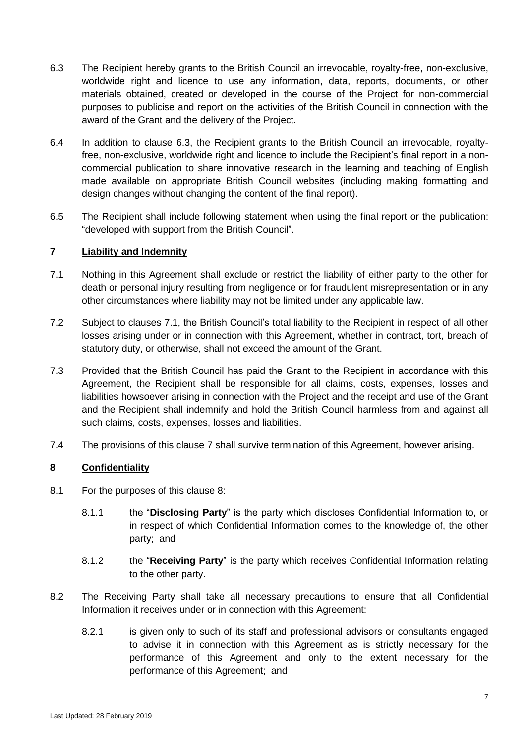6.3 The Recipient hereby grants to the British Council an irrevocable, royalty-free, non-exclusive, worldwide right and licence to use any information, data, reports, documents, or other materials obtained, created or developed in the course of the Project for non-commercial purposes to publicise and report on the activities of the British Council in connection with the award of the Grant and the delivery of the Project.

6.4 In addition to clause 6.3, the Recipient grants to the British Council an irrevocable, royalty-free, non-exclusive, worldwide right and licence to include the Recipient's final report in a non-commercial publication to share innovative research in the learning and teaching of English made available on appropriate British Council websites (including making formatting and design changes without changing the content of the final report).

6.5 The Recipient shall include following statement when using the final report or the publication: "developed with support from the British Council".

## 7 Liability and Indemnity

7.1 Nothing in this Agreement shall exclude or restrict the liability of either party to the other for death or personal injury resulting from negligence or for fraudulent misrepresentation or in any other circumstances where liability may not be limited under any applicable law.

7.2 Subject to clauses 7.1, the British Council's total liability to the Recipient in respect of all other losses arising under or in connection with this Agreement, whether in contract, tort, breach of statutory duty, or otherwise, shall not exceed the amount of the Grant.

7.3 Provided that the British Council has paid the Grant to the Recipient in accordance with this Agreement, the Recipient shall be responsible for all claims, costs, expenses, losses and liabilities howsoever arising in connection with the Project and the receipt and use of the Grant and the Recipient shall indemnify and hold the British Council harmless from and against all such claims, costs, expenses, losses and liabilities.

7.4 The provisions of this clause 7 shall survive termination of this Agreement, however arising.

## 8 Confidentiality

8.1 For the purposes of this clause 8:

8.1.1 the "**Disclosing Party**" is the party which discloses Confidential Information to, or in respect of which Confidential Information comes to the knowledge of, the other party; and

8.1.2 the "**Receiving Party**" is the party which receives Confidential Information relating to the other party.

8.2 The Receiving Party shall take all necessary precautions to ensure that all Confidential Information it receives under or in connection with this Agreement:

8.2.1 is given only to such of its staff and professional advisors or consultants engaged to advise it in connection with this Agreement as is strictly necessary for the performance of this Agreement and only to the extent necessary for the performance of this Agreement; and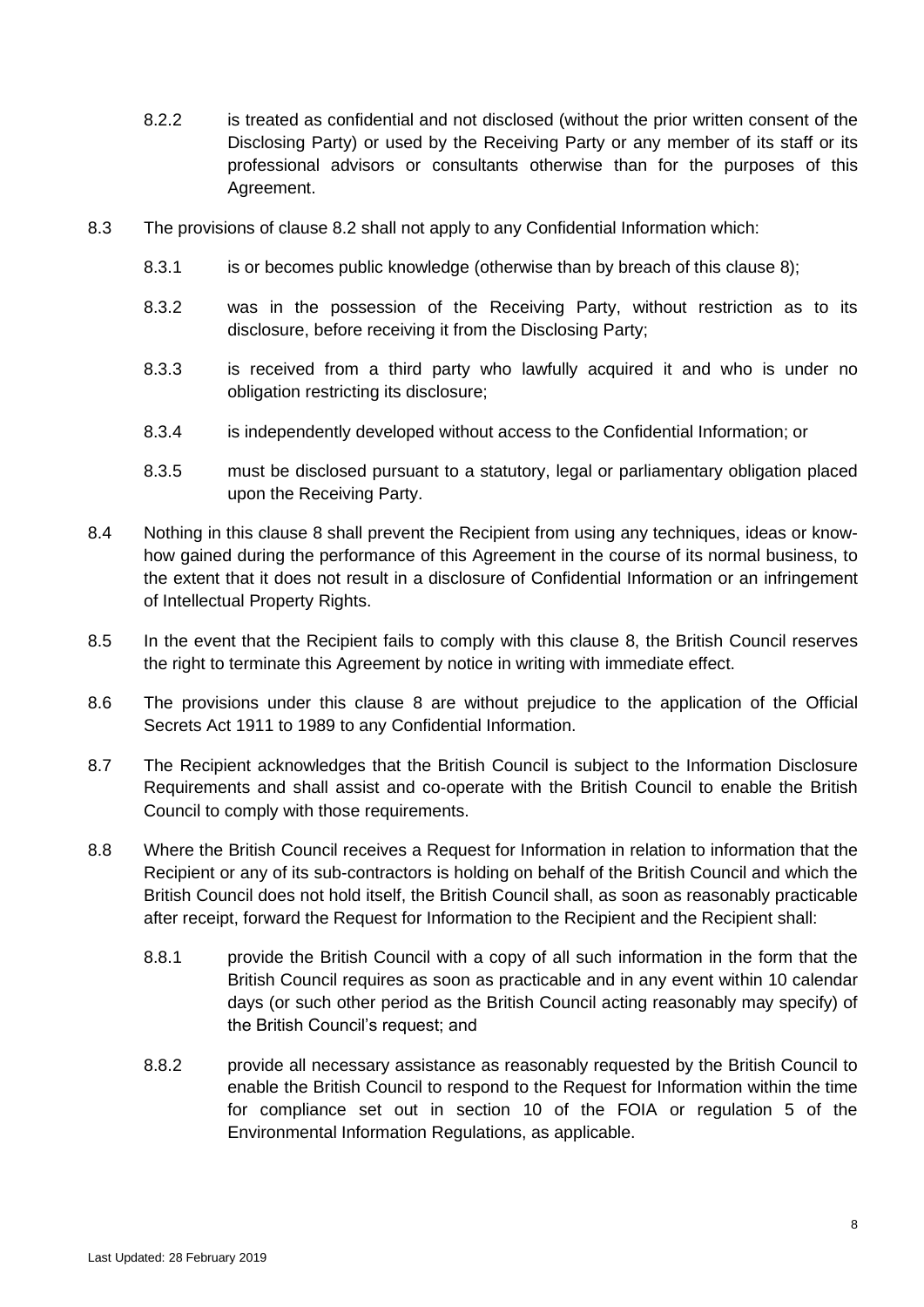8.2.2 is treated as confidential and not disclosed (without the prior written consent of the Disclosing Party) or used by the Receiving Party or any member of its staff or its professional advisors or consultants otherwise than for the purposes of this Agreement.

8.3 The provisions of clause 8.2 shall not apply to any Confidential Information which:

8.3.1 is or becomes public knowledge (otherwise than by breach of this clause 8);

8.3.2 was in the possession of the Receiving Party, without restriction as to its disclosure, before receiving it from the Disclosing Party;

8.3.3 is received from a third party who lawfully acquired it and who is under no obligation restricting its disclosure;

8.3.4 is independently developed without access to the Confidential Information; or

8.3.5 must be disclosed pursuant to a statutory, legal or parliamentary obligation placed upon the Receiving Party.

8.4 Nothing in this clause 8 shall prevent the Recipient from using any techniques, ideas or know-how gained during the performance of this Agreement in the course of its normal business, to the extent that it does not result in a disclosure of Confidential Information or an infringement of Intellectual Property Rights.

8.5 In the event that the Recipient fails to comply with this clause 8, the British Council reserves the right to terminate this Agreement by notice in writing with immediate effect.

8.6 The provisions under this clause 8 are without prejudice to the application of the Official Secrets Act 1911 to 1989 to any Confidential Information.

8.7 The Recipient acknowledges that the British Council is subject to the Information Disclosure Requirements and shall assist and co-operate with the British Council to enable the British Council to comply with those requirements.

8.8 Where the British Council receives a Request for Information in relation to information that the Recipient or any of its sub-contractors is holding on behalf of the British Council and which the British Council does not hold itself, the British Council shall, as soon as reasonably practicable after receipt, forward the Request for Information to the Recipient and the Recipient shall:

8.8.1 provide the British Council with a copy of all such information in the form that the British Council requires as soon as practicable and in any event within 10 calendar days (or such other period as the British Council acting reasonably may specify) of the British Council's request; and

8.8.2 provide all necessary assistance as reasonably requested by the British Council to enable the British Council to respond to the Request for Information within the time for compliance set out in section 10 of the FOIA or regulation 5 of the Environmental Information Regulations, as applicable.

Last Updated: 28 February 2019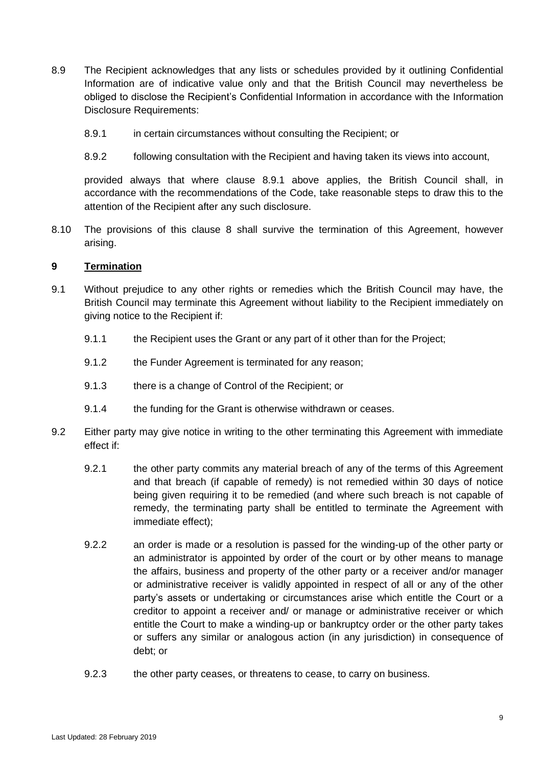8.9 The Recipient acknowledges that any lists or schedules provided by it outlining Confidential Information are of indicative value only and that the British Council may nevertheless be obliged to disclose the Recipient's Confidential Information in accordance with the Information Disclosure Requirements:

8.9.1 in certain circumstances without consulting the Recipient; or

8.9.2 following consultation with the Recipient and having taken its views into account,

provided always that where clause 8.9.1 above applies, the British Council shall, in accordance with the recommendations of the Code, take reasonable steps to draw this to the attention of the Recipient after any such disclosure.

8.10 The provisions of this clause 8 shall survive the termination of this Agreement, however arising.

## 9 Termination

9.1 Without prejudice to any other rights or remedies which the British Council may have, the British Council may terminate this Agreement without liability to the Recipient immediately on giving notice to the Recipient if:

9.1.1 the Recipient uses the Grant or any part of it other than for the Project;

9.1.2 the Funder Agreement is terminated for any reason;

9.1.3 there is a change of Control of the Recipient; or

9.1.4 the funding for the Grant is otherwise withdrawn or ceases.

9.2 Either party may give notice in writing to the other terminating this Agreement with immediate effect if:

9.2.1 the other party commits any material breach of any of the terms of this Agreement and that breach (if capable of remedy) is not remedied within 30 days of notice being given requiring it to be remedied (and where such breach is not capable of remedy, the terminating party shall be entitled to terminate the Agreement with immediate effect);

9.2.2 an order is made or a resolution is passed for the winding-up of the other party or an administrator is appointed by order of the court or by other means to manage the affairs, business and property of the other party or a receiver and/or manager or administrative receiver is validly appointed in respect of all or any of the other party's assets or undertaking or circumstances arise which entitle the Court or a creditor to appoint a receiver and/ or manage or administrative receiver or which entitle the Court to make a winding-up or bankruptcy order or the other party takes or suffers any similar or analogous action (in any jurisdiction) in consequence of debt; or

9.2.3 the other party ceases, or threatens to cease, to carry on business.

Last Updated: 28 February 2019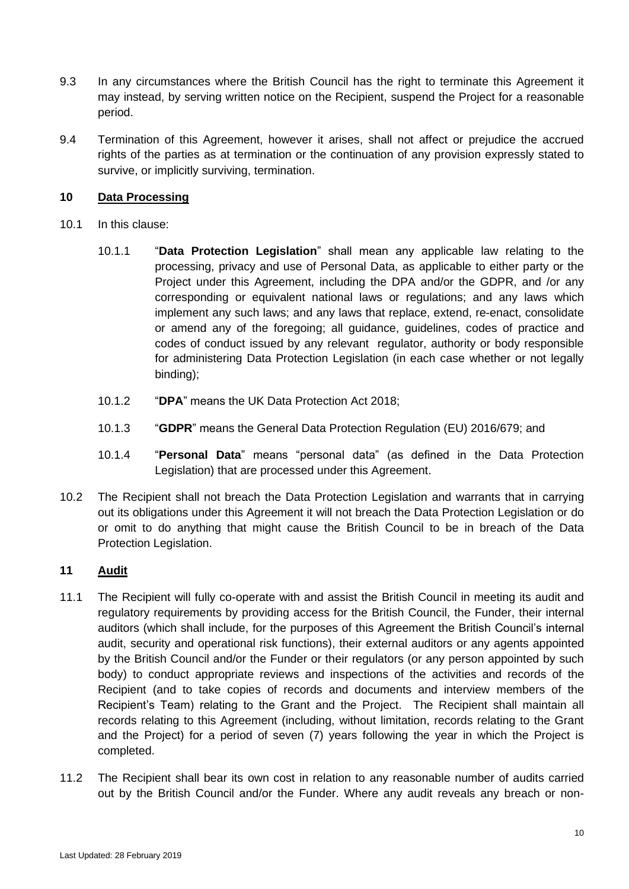9.3 In any circumstances where the British Council has the right to terminate this Agreement it may instead, by serving written notice on the Recipient, suspend the Project for a reasonable period.

9.4 Termination of this Agreement, however it arises, shall not affect or prejudice the accrued rights of the parties as at termination or the continuation of any provision expressly stated to survive, or implicitly surviving, termination.

## 10 <u>Data Processing</u>

10.1 In this clause:

10.1.1 "**Data Protection Legislation**" shall mean any applicable law relating to the processing, privacy and use of Personal Data, as applicable to either party or the Project under this Agreement, including the DPA and/or the GDPR, and /or any corresponding or equivalent national laws or regulations; and any laws which implement any such laws; and any laws that replace, extend, re-enact, consolidate or amend any of the foregoing; all guidance, guidelines, codes of practice and codes of conduct issued by any relevant regulator, authority or body responsible for administering Data Protection Legislation (in each case whether or not legally binding);

10.1.2 "**DPA**" means the UK Data Protection Act 2018;

10.1.3 "**GDPR**" means the General Data Protection Regulation (EU) 2016/679; and

10.1.4 "**Personal Data**" means "personal data" (as defined in the Data Protection Legislation) that are processed under this Agreement.

10.2 The Recipient shall not breach the Data Protection Legislation and warrants that in carrying out its obligations under this Agreement it will not breach the Data Protection Legislation or do or omit to do anything that might cause the British Council to be in breach of the Data Protection Legislation.

## 11 <u>Audit</u>

11.1 The Recipient will fully co-operate with and assist the British Council in meeting its audit and regulatory requirements by providing access for the British Council, the Funder, their internal auditors (which shall include, for the purposes of this Agreement the British Council's internal audit, security and operational risk functions), their external auditors or any agents appointed by the British Council and/or the Funder or their regulators (or any person appointed by such body) to conduct appropriate reviews and inspections of the activities and records of the Recipient (and to take copies of records and documents and interview members of the Recipient's Team) relating to the Grant and the Project. The Recipient shall maintain all records relating to this Agreement (including, without limitation, records relating to the Grant and the Project) for a period of seven (7) years following the year in which the Project is completed.

11.2 The Recipient shall bear its own cost in relation to any reasonable number of audits carried out by the British Council and/or the Funder. Where any audit reveals any breach or non-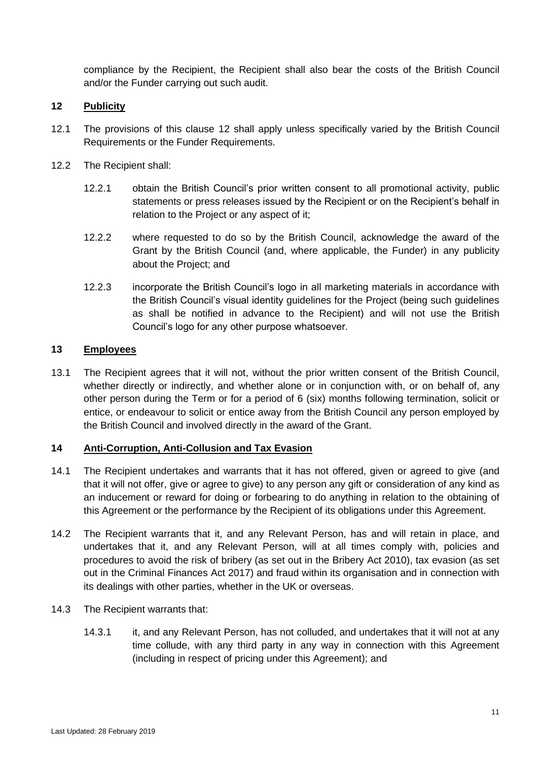compliance by the Recipient, the Recipient shall also bear the costs of the British Council and/or the Funder carrying out such audit.

## 12 Publicity

12.1 The provisions of this clause 12 shall apply unless specifically varied by the British Council Requirements or the Funder Requirements.

12.2 The Recipient shall:

12.2.1 obtain the British Council's prior written consent to all promotional activity, public statements or press releases issued by the Recipient or on the Recipient's behalf in relation to the Project or any aspect of it;

12.2.2 where requested to do so by the British Council, acknowledge the award of the Grant by the British Council (and, where applicable, the Funder) in any publicity about the Project; and

12.2.3 incorporate the British Council's logo in all marketing materials in accordance with the British Council's visual identity guidelines for the Project (being such guidelines as shall be notified in advance to the Recipient) and will not use the British Council's logo for any other purpose whatsoever.

## 13 Employees

13.1 The Recipient agrees that it will not, without the prior written consent of the British Council, whether directly or indirectly, and whether alone or in conjunction with, or on behalf of, any other person during the Term or for a period of 6 (six) months following termination, solicit or entice, or endeavour to solicit or entice away from the British Council any person employed by the British Council and involved directly in the award of the Grant.

## 14 Anti-Corruption, Anti-Collusion and Tax Evasion

14.1 The Recipient undertakes and warrants that it has not offered, given or agreed to give (and that it will not offer, give or agree to give) to any person any gift or consideration of any kind as an inducement or reward for doing or forbearing to do anything in relation to the obtaining of this Agreement or the performance by the Recipient of its obligations under this Agreement.

14.2 The Recipient warrants that it, and any Relevant Person, has and will retain in place, and undertakes that it, and any Relevant Person, will at all times comply with, policies and procedures to avoid the risk of bribery (as set out in the Bribery Act 2010), tax evasion (as set out in the Criminal Finances Act 2017) and fraud within its organisation and in connection with its dealings with other parties, whether in the UK or overseas.

14.3 The Recipient warrants that:

14.3.1 it, and any Relevant Person, has not colluded, and undertakes that it will not at any time collude, with any third party in any way in connection with this Agreement (including in respect of pricing under this Agreement); and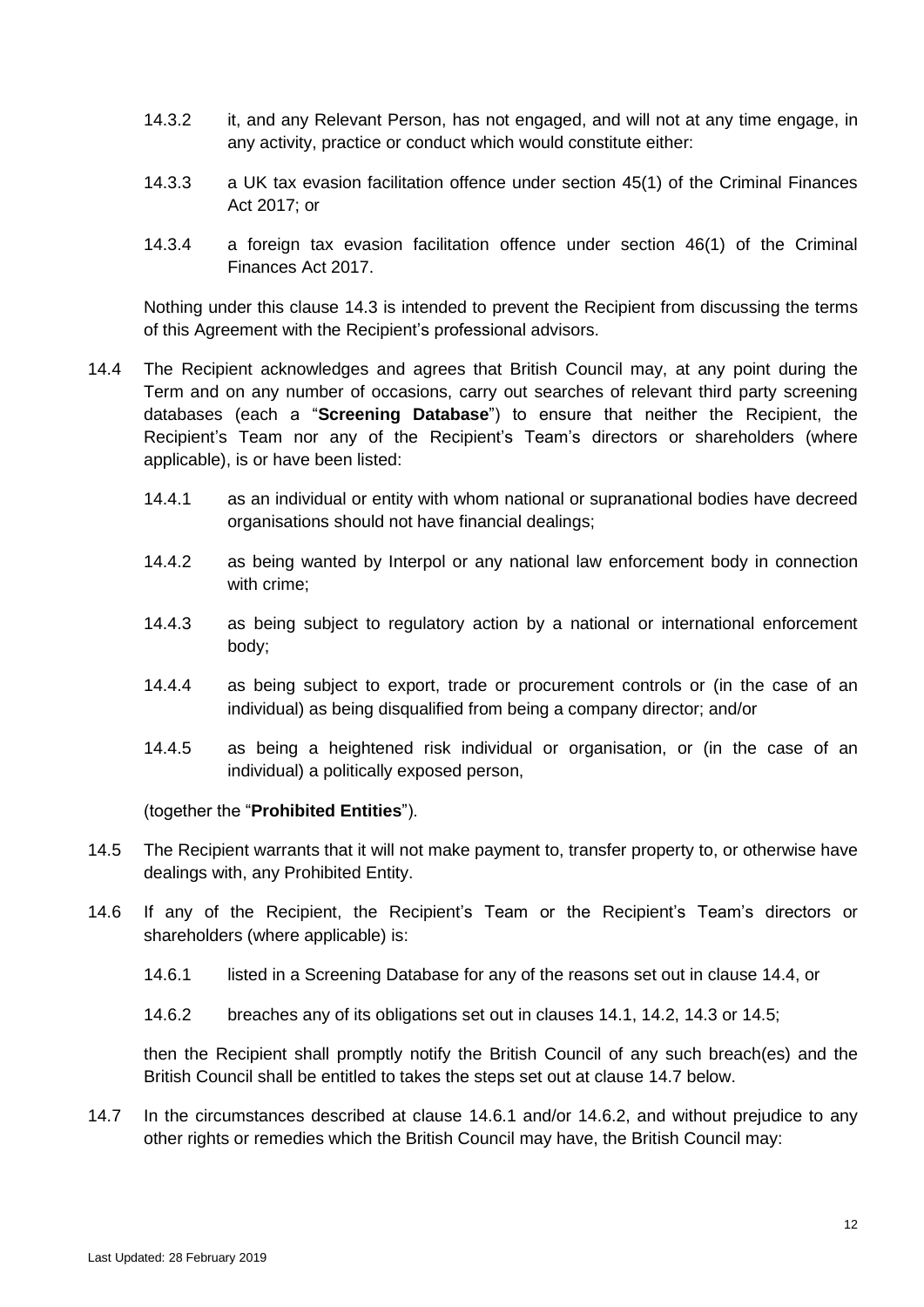14.3.2 it, and any Relevant Person, has not engaged, and will not at any time engage, in any activity, practice or conduct which would constitute either:

14.3.3 a UK tax evasion facilitation offence under section 45(1) of the Criminal Finances Act 2017; or

14.3.4 a foreign tax evasion facilitation offence under section 46(1) of the Criminal Finances Act 2017.

Nothing under this clause 14.3 is intended to prevent the Recipient from discussing the terms of this Agreement with the Recipient's professional advisors.

14.4 The Recipient acknowledges and agrees that British Council may, at any point during the Term and on any number of occasions, carry out searches of relevant third party screening databases (each a "**Screening Database**") to ensure that neither the Recipient, the Recipient's Team nor any of the Recipient's Team's directors or shareholders (where applicable), is or have been listed:

14.4.1 as an individual or entity with whom national or supranational bodies have decreed organisations should not have financial dealings;

14.4.2 as being wanted by Interpol or any national law enforcement body in connection with crime;

14.4.3 as being subject to regulatory action by a national or international enforcement body;

14.4.4 as being subject to export, trade or procurement controls or (in the case of an individual) as being disqualified from being a company director; and/or

14.4.5 as being a heightened risk individual or organisation, or (in the case of an individual) a politically exposed person,

(together the "**Prohibited Entities**").

14.5 The Recipient warrants that it will not make payment to, transfer property to, or otherwise have dealings with, any Prohibited Entity.

14.6 If any of the Recipient, the Recipient's Team or the Recipient's Team's directors or shareholders (where applicable) is:

14.6.1 listed in a Screening Database for any of the reasons set out in clause 14.4, or

14.6.2 breaches any of its obligations set out in clauses 14.1, 14.2, 14.3 or 14.5;

then the Recipient shall promptly notify the British Council of any such breach(es) and the British Council shall be entitled to takes the steps set out at clause 14.7 below.

14.7 In the circumstances described at clause 14.6.1 and/or 14.6.2, and without prejudice to any other rights or remedies which the British Council may have, the British Council may: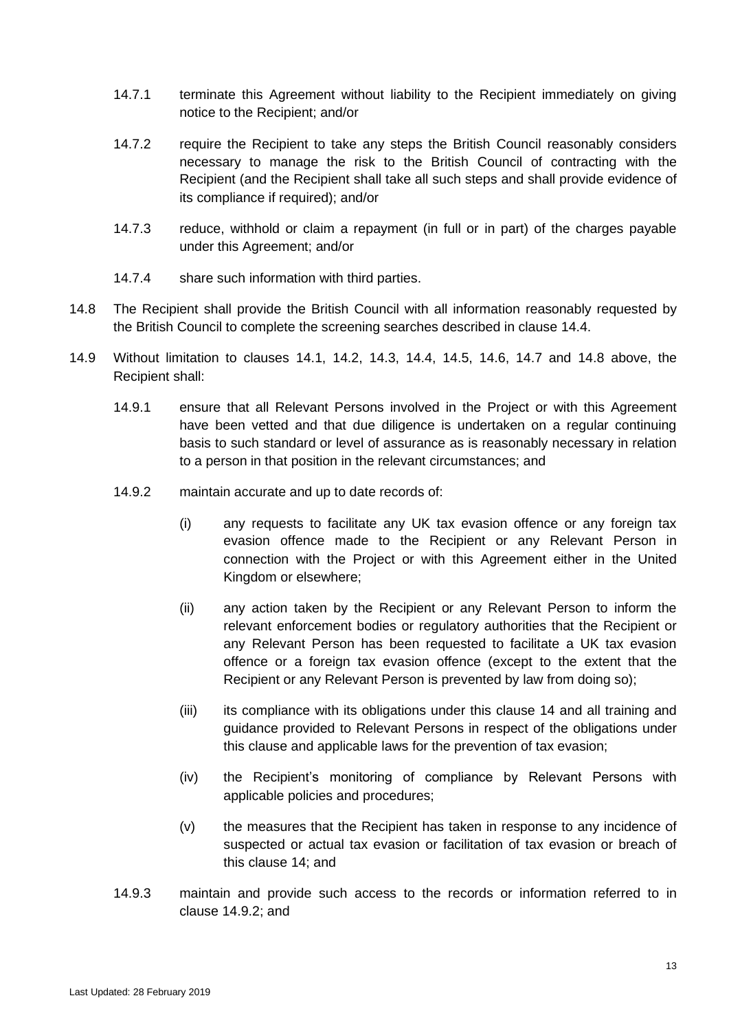14.7.1 terminate this Agreement without liability to the Recipient immediately on giving notice to the Recipient; and/or

14.7.2 require the Recipient to take any steps the British Council reasonably considers necessary to manage the risk to the British Council of contracting with the Recipient (and the Recipient shall take all such steps and shall provide evidence of its compliance if required); and/or

14.7.3 reduce, withhold or claim a repayment (in full or in part) of the charges payable under this Agreement; and/or

14.7.4 share such information with third parties.

14.8 The Recipient shall provide the British Council with all information reasonably requested by the British Council to complete the screening searches described in clause 14.4.

14.9 Without limitation to clauses 14.1, 14.2, 14.3, 14.4, 14.5, 14.6, 14.7 and 14.8 above, the Recipient shall:

14.9.1 ensure that all Relevant Persons involved in the Project or with this Agreement have been vetted and that due diligence is undertaken on a regular continuing basis to such standard or level of assurance as is reasonably necessary in relation to a person in that position in the relevant circumstances; and

14.9.2 maintain accurate and up to date records of:

(i) any requests to facilitate any UK tax evasion offence or any foreign tax evasion offence made to the Recipient or any Relevant Person in connection with the Project or with this Agreement either in the United Kingdom or elsewhere;

(ii) any action taken by the Recipient or any Relevant Person to inform the relevant enforcement bodies or regulatory authorities that the Recipient or any Relevant Person has been requested to facilitate a UK tax evasion offence or a foreign tax evasion offence (except to the extent that the Recipient or any Relevant Person is prevented by law from doing so);

(iii) its compliance with its obligations under this clause 14 and all training and guidance provided to Relevant Persons in respect of the obligations under this clause and applicable laws for the prevention of tax evasion;

(iv) the Recipient's monitoring of compliance by Relevant Persons with applicable policies and procedures;

(v) the measures that the Recipient has taken in response to any incidence of suspected or actual tax evasion or facilitation of tax evasion or breach of this clause 14; and

14.9.3 maintain and provide such access to the records or information referred to in clause 14.9.2; and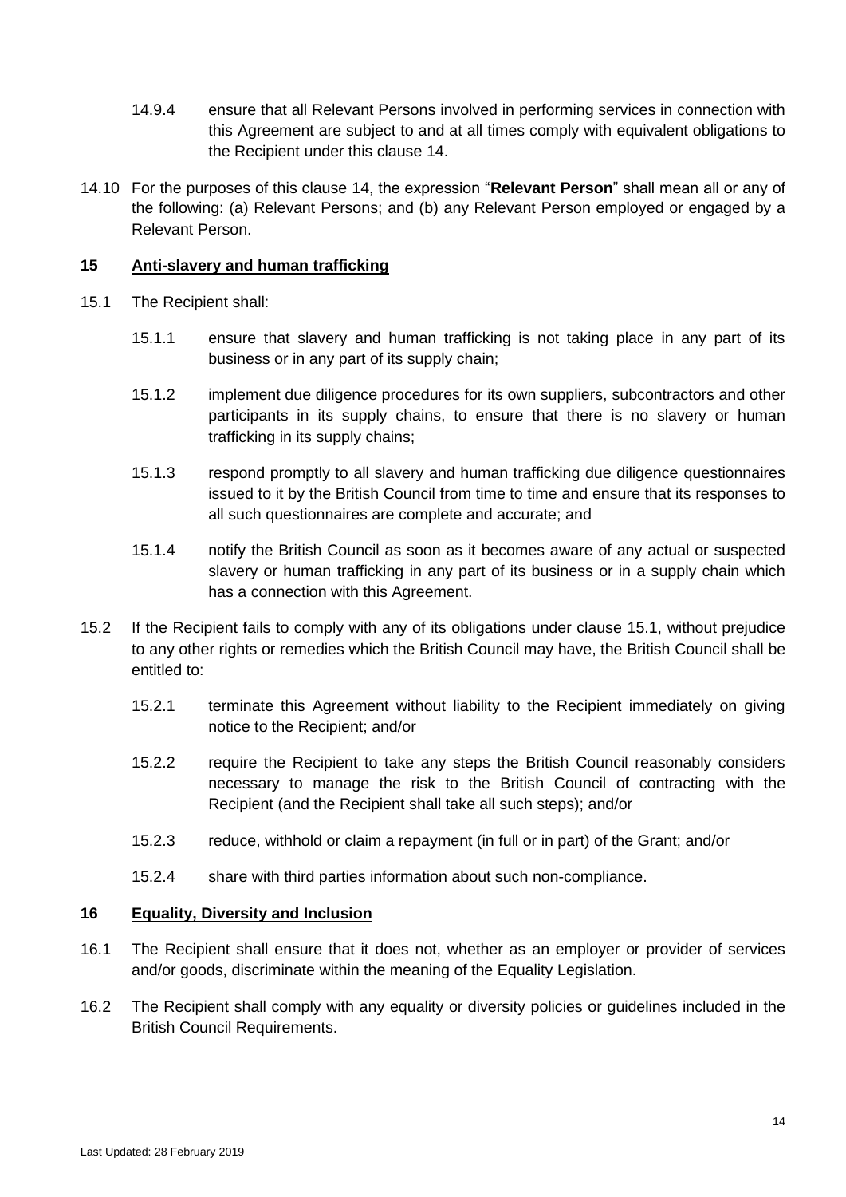14.9.4 ensure that all Relevant Persons involved in performing services in connection with this Agreement are subject to and at all times comply with equivalent obligations to the Recipient under this clause 14.

14.10 For the purposes of this clause 14, the expression "**Relevant Person**" shall mean all or any of the following: (a) Relevant Persons; and (b) any Relevant Person employed or engaged by a Relevant Person.

## 15 Anti-slavery and human trafficking

15.1 The Recipient shall:

15.1.1 ensure that slavery and human trafficking is not taking place in any part of its business or in any part of its supply chain;

15.1.2 implement due diligence procedures for its own suppliers, subcontractors and other participants in its supply chains, to ensure that there is no slavery or human trafficking in its supply chains;

15.1.3 respond promptly to all slavery and human trafficking due diligence questionnaires issued to it by the British Council from time to time and ensure that its responses to all such questionnaires are complete and accurate; and

15.1.4 notify the British Council as soon as it becomes aware of any actual or suspected slavery or human trafficking in any part of its business or in a supply chain which has a connection with this Agreement.

15.2 If the Recipient fails to comply with any of its obligations under clause 15.1, without prejudice to any other rights or remedies which the British Council may have, the British Council shall be entitled to:

15.2.1 terminate this Agreement without liability to the Recipient immediately on giving notice to the Recipient; and/or

15.2.2 require the Recipient to take any steps the British Council reasonably considers necessary to manage the risk to the British Council of contracting with the Recipient (and the Recipient shall take all such steps); and/or

15.2.3 reduce, withhold or claim a repayment (in full or in part) of the Grant; and/or

15.2.4 share with third parties information about such non-compliance.

## 16 Equality, Diversity and Inclusion

16.1 The Recipient shall ensure that it does not, whether as an employer or provider of services and/or goods, discriminate within the meaning of the Equality Legislation.

16.2 The Recipient shall comply with any equality or diversity policies or guidelines included in the British Council Requirements.

Last Updated: 28 February 2019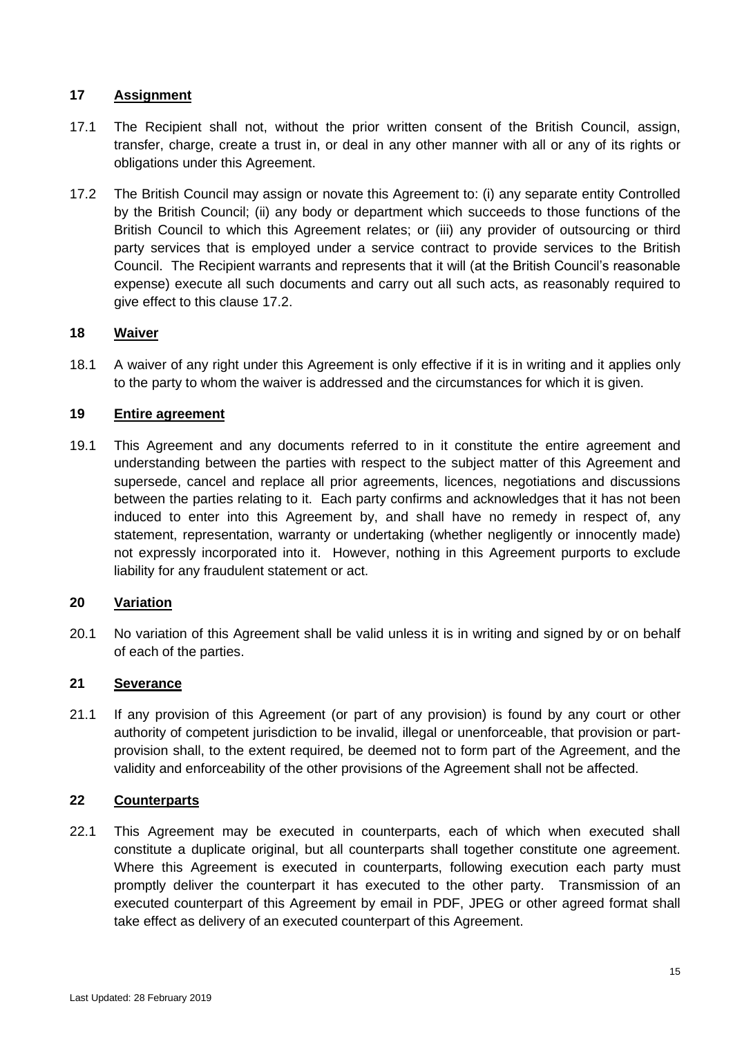## 17 Assignment

17.1 The Recipient shall not, without the prior written consent of the British Council, assign, transfer, charge, create a trust in, or deal in any other manner with all or any of its rights or obligations under this Agreement.

17.2 The British Council may assign or novate this Agreement to: (i) any separate entity Controlled by the British Council; (ii) any body or department which succeeds to those functions of the British Council to which this Agreement relates; or (iii) any provider of outsourcing or third party services that is employed under a service contract to provide services to the British Council. The Recipient warrants and represents that it will (at the British Council's reasonable expense) execute all such documents and carry out all such acts, as reasonably required to give effect to this clause 17.2.

## 18 Waiver

18.1 A waiver of any right under this Agreement is only effective if it is in writing and it applies only to the party to whom the waiver is addressed and the circumstances for which it is given.

## 19 Entire agreement

19.1 This Agreement and any documents referred to in it constitute the entire agreement and understanding between the parties with respect to the subject matter of this Agreement and supersede, cancel and replace all prior agreements, licences, negotiations and discussions between the parties relating to it. Each party confirms and acknowledges that it has not been induced to enter into this Agreement by, and shall have no remedy in respect of, any statement, representation, warranty or undertaking (whether negligently or innocently made) not expressly incorporated into it. However, nothing in this Agreement purports to exclude liability for any fraudulent statement or act.

## 20 Variation

20.1 No variation of this Agreement shall be valid unless it is in writing and signed by or on behalf of each of the parties.

## 21 Severance

21.1 If any provision of this Agreement (or part of any provision) is found by any court or other authority of competent jurisdiction to be invalid, illegal or unenforceable, that provision or part-provision shall, to the extent required, be deemed not to form part of the Agreement, and the validity and enforceability of the other provisions of the Agreement shall not be affected.

## 22 Counterparts

22.1 This Agreement may be executed in counterparts, each of which when executed shall constitute a duplicate original, but all counterparts shall together constitute one agreement. Where this Agreement is executed in counterparts, following execution each party must promptly deliver the counterpart it has executed to the other party. Transmission of an executed counterpart of this Agreement by email in PDF, JPEG or other agreed format shall take effect as delivery of an executed counterpart of this Agreement.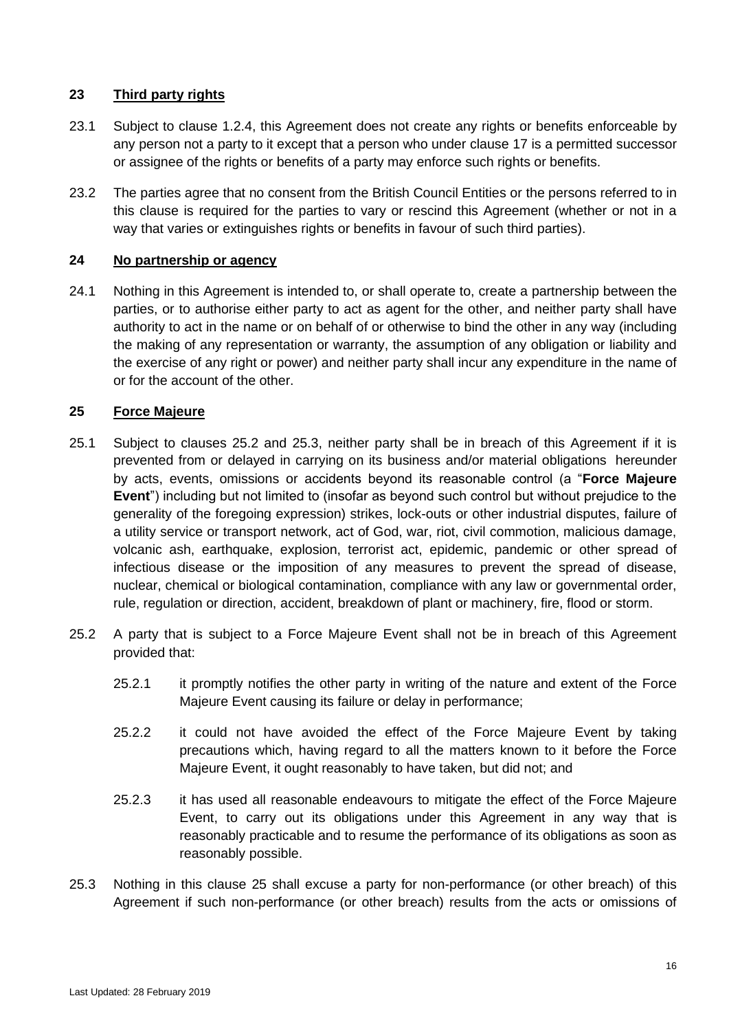## 23 Third party rights

23.1 Subject to clause 1.2.4, this Agreement does not create any rights or benefits enforceable by any person not a party to it except that a person who under clause 17 is a permitted successor or assignee of the rights or benefits of a party may enforce such rights or benefits.

23.2 The parties agree that no consent from the British Council Entities or the persons referred to in this clause is required for the parties to vary or rescind this Agreement (whether or not in a way that varies or extinguishes rights or benefits in favour of such third parties).

## 24 No partnership or agency

24.1 Nothing in this Agreement is intended to, or shall operate to, create a partnership between the parties, or to authorise either party to act as agent for the other, and neither party shall have authority to act in the name or on behalf of or otherwise to bind the other in any way (including the making of any representation or warranty, the assumption of any obligation or liability and the exercise of any right or power) and neither party shall incur any expenditure in the name of or for the account of the other.

## 25 Force Majeure

25.1 Subject to clauses 25.2 and 25.3, neither party shall be in breach of this Agreement if it is prevented from or delayed in carrying on its business and/or material obligations hereunder by acts, events, omissions or accidents beyond its reasonable control (a "**Force Majeure Event**") including but not limited to (insofar as beyond such control but without prejudice to the generality of the foregoing expression) strikes, lock-outs or other industrial disputes, failure of a utility service or transport network, act of God, war, riot, civil commotion, malicious damage, volcanic ash, earthquake, explosion, terrorist act, epidemic, pandemic or other spread of infectious disease or the imposition of any measures to prevent the spread of disease, nuclear, chemical or biological contamination, compliance with any law or governmental order, rule, regulation or direction, accident, breakdown of plant or machinery, fire, flood or storm.

25.2 A party that is subject to a Force Majeure Event shall not be in breach of this Agreement provided that:

25.2.1 it promptly notifies the other party in writing of the nature and extent of the Force Majeure Event causing its failure or delay in performance;

25.2.2 it could not have avoided the effect of the Force Majeure Event by taking precautions which, having regard to all the matters known to it before the Force Majeure Event, it ought reasonably to have taken, but did not; and

25.2.3 it has used all reasonable endeavours to mitigate the effect of the Force Majeure Event, to carry out its obligations under this Agreement in any way that is reasonably practicable and to resume the performance of its obligations as soon as reasonably possible.

25.3 Nothing in this clause 25 shall excuse a party for non-performance (or other breach) of this Agreement if such non-performance (or other breach) results from the acts or omissions of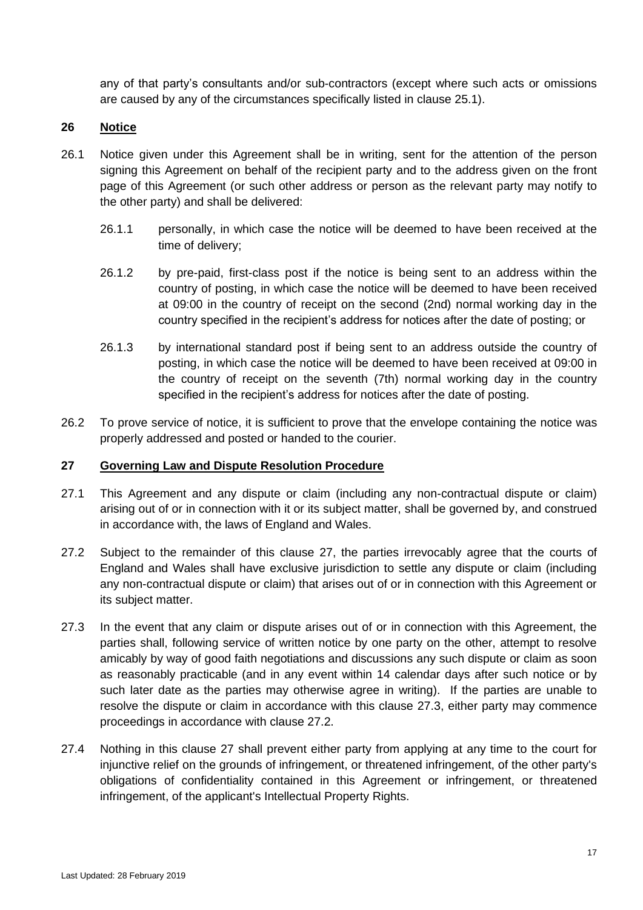any of that party's consultants and/or sub-contractors (except where such acts or omissions are caused by any of the circumstances specifically listed in clause 25.1).

## 26 Notice

26.1 Notice given under this Agreement shall be in writing, sent for the attention of the person signing this Agreement on behalf of the recipient party and to the address given on the front page of this Agreement (or such other address or person as the relevant party may notify to the other party) and shall be delivered:

26.1.1 personally, in which case the notice will be deemed to have been received at the time of delivery;

26.1.2 by pre-paid, first-class post if the notice is being sent to an address within the country of posting, in which case the notice will be deemed to have been received at 09:00 in the country of receipt on the second (2nd) normal working day in the country specified in the recipient's address for notices after the date of posting; or

26.1.3 by international standard post if being sent to an address outside the country of posting, in which case the notice will be deemed to have been received at 09:00 in the country of receipt on the seventh (7th) normal working day in the country specified in the recipient's address for notices after the date of posting.

26.2 To prove service of notice, it is sufficient to prove that the envelope containing the notice was properly addressed and posted or handed to the courier.

## 27 Governing Law and Dispute Resolution Procedure

27.1 This Agreement and any dispute or claim (including any non-contractual dispute or claim) arising out of or in connection with it or its subject matter, shall be governed by, and construed in accordance with, the laws of England and Wales.

27.2 Subject to the remainder of this clause 27, the parties irrevocably agree that the courts of England and Wales shall have exclusive jurisdiction to settle any dispute or claim (including any non-contractual dispute or claim) that arises out of or in connection with this Agreement or its subject matter.

27.3 In the event that any claim or dispute arises out of or in connection with this Agreement, the parties shall, following service of written notice by one party on the other, attempt to resolve amicably by way of good faith negotiations and discussions any such dispute or claim as soon as reasonably practicable (and in any event within 14 calendar days after such notice or by such later date as the parties may otherwise agree in writing). If the parties are unable to resolve the dispute or claim in accordance with this clause 27.3, either party may commence proceedings in accordance with clause 27.2.

27.4 Nothing in this clause 27 shall prevent either party from applying at any time to the court for injunctive relief on the grounds of infringement, or threatened infringement, of the other party's obligations of confidentiality contained in this Agreement or infringement, or threatened infringement, of the applicant's Intellectual Property Rights.

Last Updated: 28 February 2019